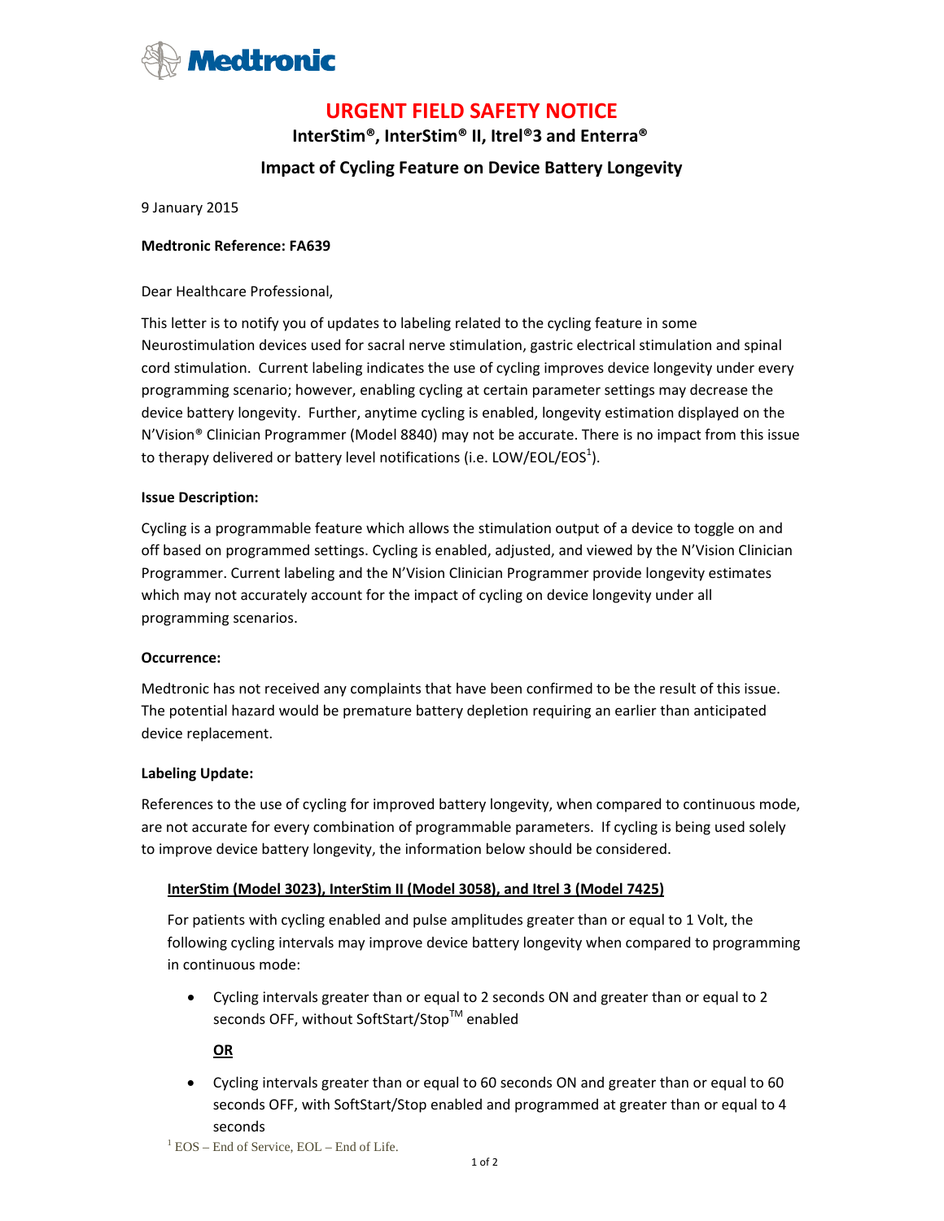# URGENT FIELD SAFETY NOTICE

## InterStim®, InterStim® II, Itrel®3 and Enterra®

## Impact of Cycling Feature on Device Battery Longevity

9 January 2015

**Medtronic Reference: FA639**

Dear Healthcare Professional,

This letter is to notify you of updates to labeling related to the cycling feature in some Neurostimulation devices used for sacral nerve stimulation, gastric electrical stimulation and spinal cord stimulation. Current labeling indicates the use of cycling improves device longevity under every programming scenario; however, enabling cycling at certain parameter settings may decrease the device battery longevity. Further, anytime cycling is enabled, longevity estimation displayed on the N'Vision® Clinician Programmer (Model 8840) may not be accurate. There is no impact from this issue to therapy delivered or battery level notifications (i.e. LOW/EOL/EOS[1]).

**Issue Description:**

Cycling is a programmable feature which allows the stimulation output of a device to toggle on and off based on programmed settings. Cycling is enabled, adjusted, and viewed by the N'Vision Clinician Programmer. Current labeling and the N'Vision Clinician Programmer provide longevity estimates which may not accurately account for the impact of cycling on device longevity under all programming scenarios.

**Occurrence:**

Medtronic has not received any complaints that have been confirmed to be the result of this issue. The potential hazard would be premature battery depletion requiring an earlier than anticipated device replacement.

**Labeling Update:**

References to the use of cycling for improved battery longevity, when compared to continuous mode, are not accurate for every combination of programmable parameters. If cycling is being used solely to improve device battery longevity, the information below should be considered.

**<u>InterStim (Model 3023), InterStim II (Model 3058), and Itrel 3 (Model 7425)</u>**

For patients with cycling enabled and pulse amplitudes greater than or equal to 1 Volt, the following cycling intervals may improve device battery longevity when compared to programming in continuous mode:

- Cycling intervals greater than or equal to 2 seconds ON and greater than or equal to 2 seconds OFF, without SoftStart/Stop™ enabled

  **<u>OR</u>**

- Cycling intervals greater than or equal to 60 seconds ON and greater than or equal to 60 seconds OFF, with SoftStart/Stop enabled and programmed at greater than or equal to 4 seconds

[1] EOS – End of Service, EOL – End of Life.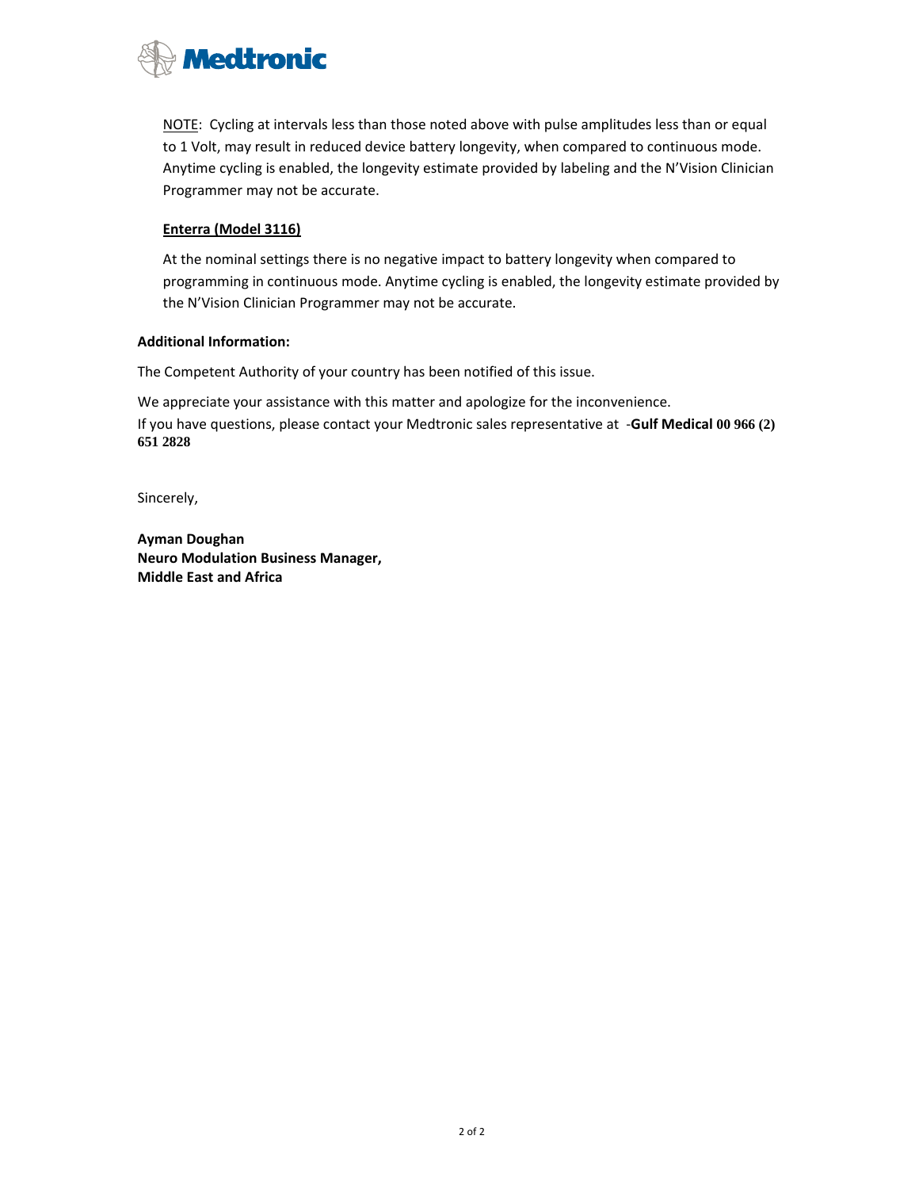NOTE: Cycling at intervals less than those noted above with pulse amplitudes less than or equal to 1 Volt, may result in reduced device battery longevity, when compared to continuous mode. Anytime cycling is enabled, the longevity estimate provided by labeling and the N'Vision Clinician Programmer may not be accurate.

**Enterra (Model 3116)**

At the nominal settings there is no negative impact to battery longevity when compared to programming in continuous mode. Anytime cycling is enabled, the longevity estimate provided by the N'Vision Clinician Programmer may not be accurate.

**Additional Information:**

The Competent Authority of your country has been notified of this issue.

We appreciate your assistance with this matter and apologize for the inconvenience.

If you have questions, please contact your Medtronic sales representative at -**Gulf Medical 00 966 (2) 651 2828**

Sincerely,

**Ayman Doughan**
**Neuro Modulation Business Manager,**
**Middle East and Africa**